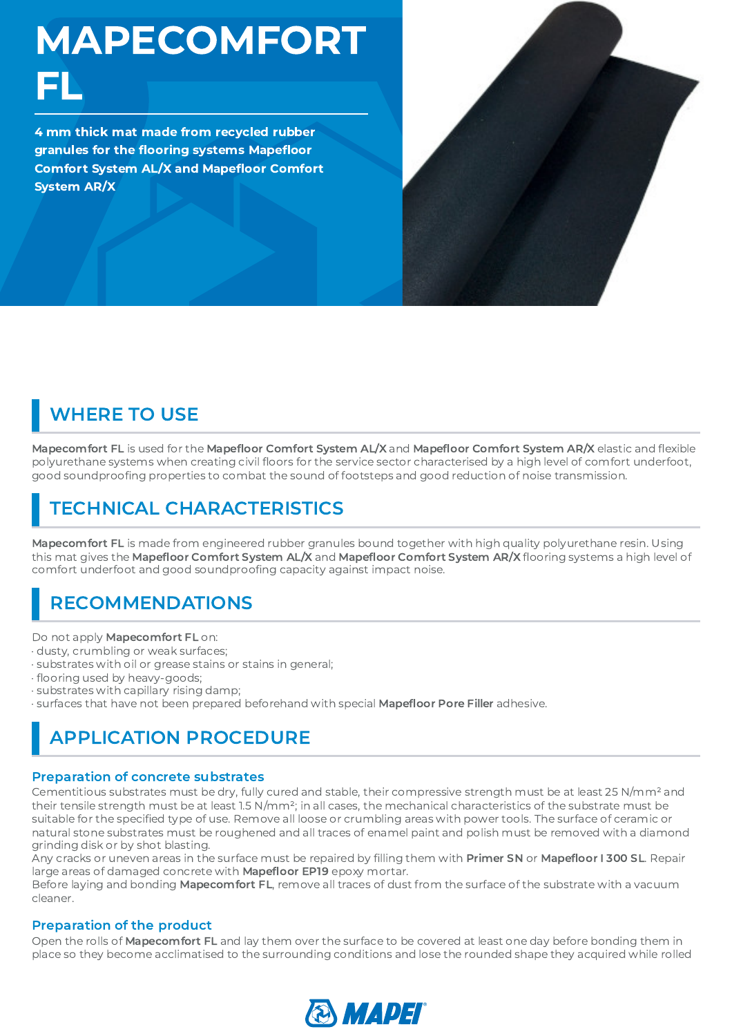# MAPECOMFORT FL

**4 mm thick mat made from recycled rubber granules for the flooring systems Mapefloor Comfort System AL/X and Mapefloor Comfort System AR/X**

## WHERE TO USE

**Mapecomfort FL** is used for the **Mapefloor Comfort System AL/X** and **Mapefloor Comfort System AR/X** elastic and flexible polyurethane systems when creating civil floors for the service sector characterised by a high level of comfort underfoot, good soundproofing properties to combat the sound of footsteps and good reduction of noise transmission.

## TECHNICAL CHARACTERISTICS

**Mapecomfort FL** is made from engineered rubber granules bound together with high quality polyurethane resin. Using this mat gives the **Mapefloor Comfort System AL/X** and **Mapefloor Comfort System AR/X** flooring systems a high level of comfort underfoot and good soundproofing capacity against impact noise.

## RECOMMENDATIONS

Do not apply **Mapecomfort FL** on:
- dusty, crumbling or weak surfaces;
- substrates with oil or grease stains or stains in general;
- flooring used by heavy-goods;
- substrates with capillary rising damp;
- surfaces that have not been prepared beforehand with special **Mapefloor Pore Filler** adhesive.

## APPLICATION PROCEDURE

### Preparation of concrete substrates

Cementitious substrates must be dry, fully cured and stable, their compressive strength must be at least 25 N/mm² and their tensile strength must be at least 1.5 N/mm²; in all cases, the mechanical characteristics of the substrate must be suitable for the specified type of use. Remove all loose or crumbling areas with power tools. The surface of ceramic or natural stone substrates must be roughened and all traces of enamel paint and polish must be removed with a diamond grinding disk or by shot blasting.

Any cracks or uneven areas in the surface must be repaired by filling them with **Primer SN** or **Mapefloor I 300 SL**. Repair large areas of damaged concrete with **Mapefloor EP19** epoxy mortar.

Before laying and bonding **Mapecomfort FL**, remove all traces of dust from the surface of the substrate with a vacuum cleaner.

### Preparation of the product

Open the rolls of **Mapecomfort FL** and lay them over the surface to be covered at least one day before bonding them in place so they become acclimatised to the surrounding conditions and lose the rounded shape they acquired while rolled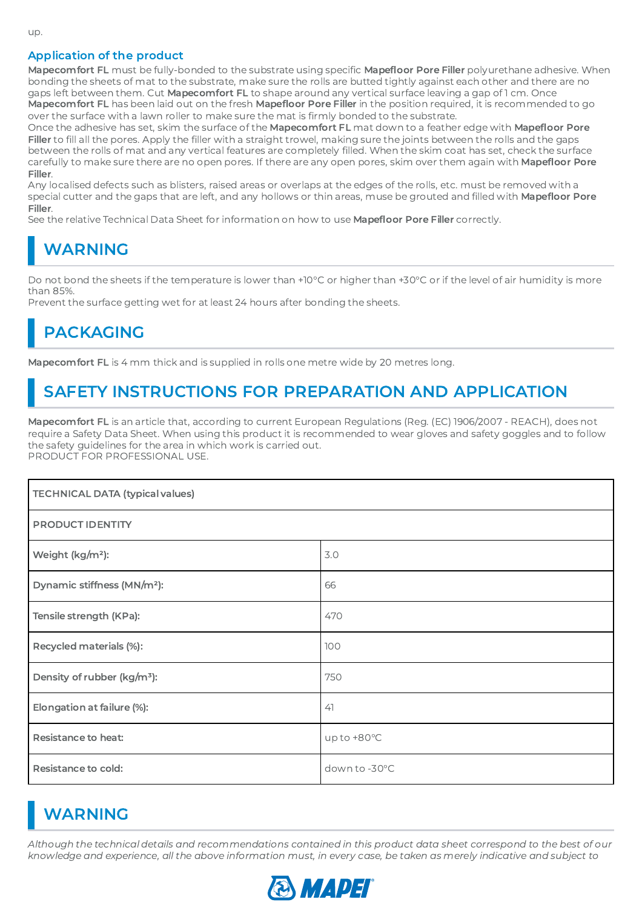up.

### Application of the product

**Mapecomfort FL** must be fully-bonded to the substrate using specific **Mapefloor Pore Filler** polyurethane adhesive. When bonding the sheets of mat to the substrate, make sure the rolls are butted tightly against each other and there are no gaps left between them. Cut **Mapecomfort FL** to shape around any vertical surface leaving a gap of 1 cm. Once **Mapecomfort FL** has been laid out on the fresh **Mapefloor Pore Filler** in the position required, it is recommended to go over the surface with a lawn roller to make sure the mat is firmly bonded to the substrate.
Once the adhesive has set, skim the surface of the **Mapecomfort FL** mat down to a feather edge with **Mapefloor Pore Filler** to fill all the pores. Apply the filler with a straight trowel, making sure the joints between the rolls and the gaps between the rolls of mat and any vertical features are completely filled. When the skim coat has set, check the surface carefully to make sure there are no open pores. If there are any open pores, skim over them again with **Mapefloor Pore Filler**.
Any localised defects such as blisters, raised areas or overlaps at the edges of the rolls, etc. must be removed with a special cutter and the gaps that are left, and any hollows or thin areas, muse be grouted and filled with **Mapefloor Pore Filler**.
See the relative Technical Data Sheet for information on how to use **Mapefloor Pore Filler** correctly.

## WARNING

Do not bond the sheets if the temperature is lower than +10°C or higher than +30°C or if the level of air humidity is more than 85%.
Prevent the surface getting wet for at least 24 hours after bonding the sheets.

## PACKAGING

**Mapecomfort FL** is 4 mm thick and is supplied in rolls one metre wide by 20 metres long.

## SAFETY INSTRUCTIONS FOR PREPARATION AND APPLICATION

**Mapecomfort FL** is an article that, according to current European Regulations (Reg. (EC) 1906/2007 - REACH), does not require a Safety Data Sheet. When using this product it is recommended to wear gloves and safety goggles and to follow the safety guidelines for the area in which work is carried out.
PRODUCT FOR PROFESSIONAL USE.

| TECHNICAL DATA (typical values) | |
|---|---|
| PRODUCT IDENTITY | |
| Weight (kg/m²): | 3.0 |
| Dynamic stiffness (MN/m³): | 66 |
| Tensile strength (KPa): | 470 |
| Recycled materials (%): | 100 |
| Density of rubber (kg/m³): | 750 |
| Elongation at failure (%): | 41 |
| Resistance to heat: | up to +80°C |
| Resistance to cold: | down to -30°C |

## WARNING

*Although the technical details and recommendations contained in this product data sheet correspond to the best of our knowledge and experience, all the above information must, in every case, be taken as merely indicative and subject to*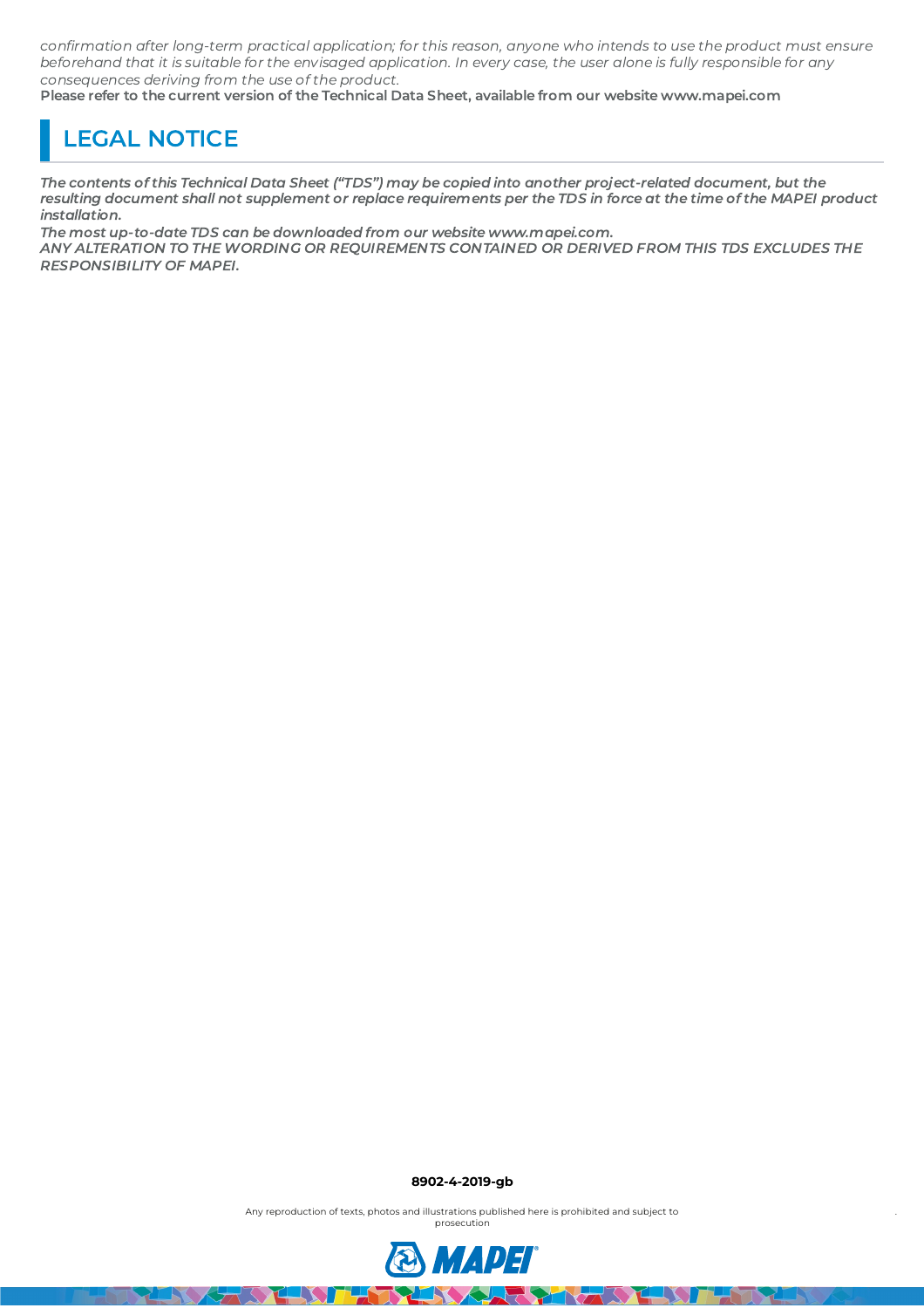*confirmation after long-term practical application; for this reason, anyone who intends to use the product must ensure beforehand that it is suitable for the envisaged application. In every case, the user alone is fully responsible for any consequences deriving from the use of the product.*

**Please refer to the current version of the Technical Data Sheet, available from our website www.mapei.com**

## LEGAL NOTICE

***The contents of this Technical Data Sheet ("TDS") may be copied into another project-related document, but the resulting document shall not supplement or replace requirements per the TDS in force at the time of the MAPEI product installation.***

***The most up-to-date TDS can be downloaded from our website www.mapei.com.***

***ANY ALTERATION TO THE WORDING OR REQUIREMENTS CONTAINED OR DERIVED FROM THIS TDS EXCLUDES THE RESPONSIBILITY OF MAPEI.***

**8902-4-2019-gb**

Any reproduction of texts, photos and illustrations published here is prohibited and subject to prosecution